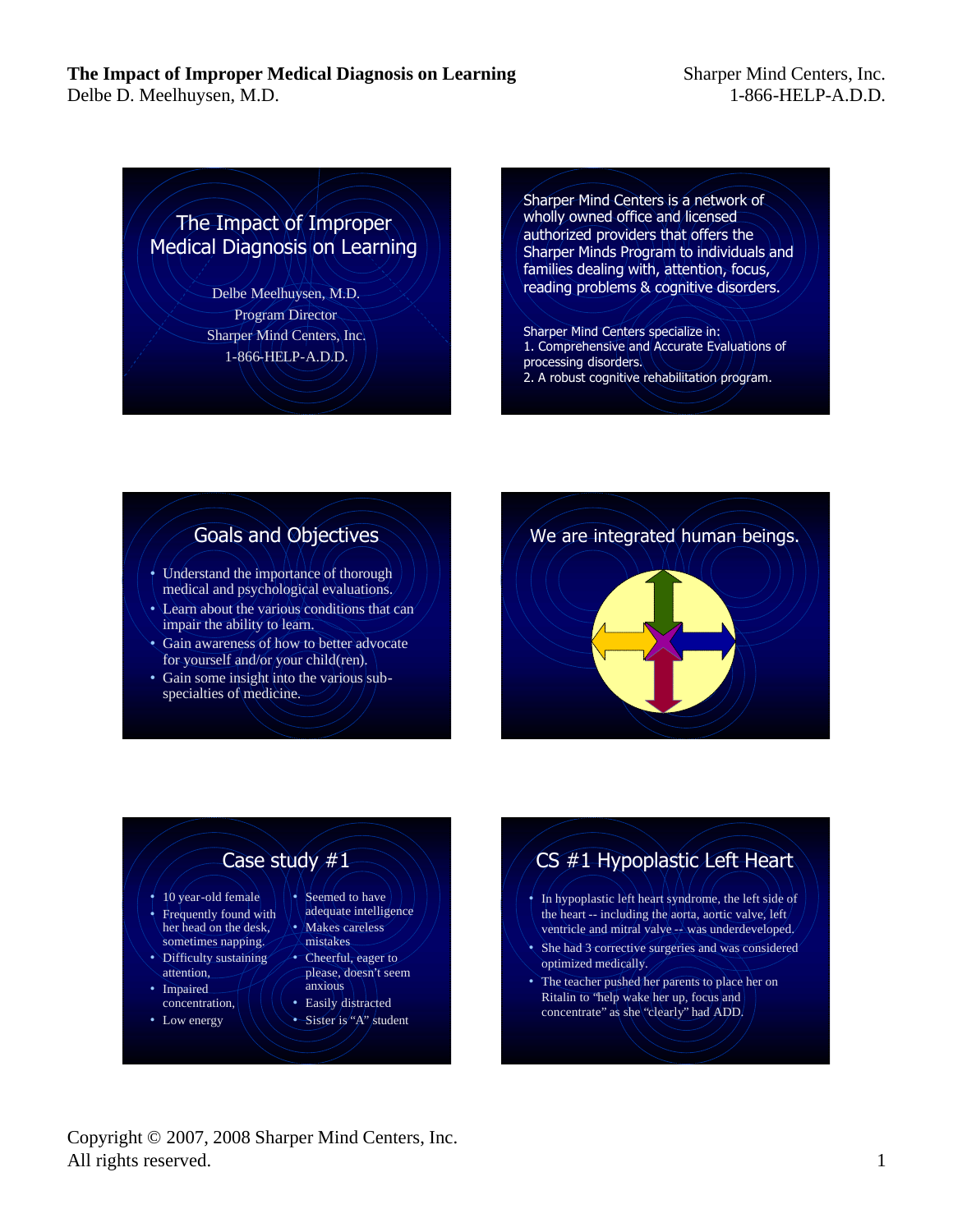# The Impact of Improper Medical Diagnosis on Learning

Delbe D. Meelhuysen, M.D.

Sharper Mind Centers, Inc.
1-866-HELP-A.D.D.

## The Impact of Improper Medical Diagnosis on Learning

Delbe Meelhuysen, M.D.
Program Director
Sharper Mind Centers, Inc.
1-866-HELP-A.D.D.

---

Sharper Mind Centers is a network of wholly owned office and licensed authorized providers that offers the Sharper Minds Program to individuals and families dealing with, attention, focus, reading problems & cognitive disorders.

Sharper Mind Centers specialize in:
1. Comprehensive and Accurate Evaluations of processing disorders.
2. A robust cognitive rehabilitation program.

---

## Goals and Objectives

- Understand the importance of thorough medical and psychological evaluations.
- Learn about the various conditions that can impair the ability to learn.
- Gain awareness of how to better advocate for yourself and/or your child(ren).
- Gain some insight into the various sub-specialties of medicine.

---

## We are integrated human beings.

---

## Case study #1

- 10 year-old female
- Frequently found with her head on the desk, sometimes napping.
- Difficulty sustaining attention,
- Impaired concentration,
- Low energy
- Seemed to have adequate intelligence
- Makes careless mistakes
- Cheerful, eager to please, doesn't seem anxious
- Easily distracted
- Sister is "A" student

---

## CS #1 Hypoplastic Left Heart

- In hypoplastic left heart syndrome, the left side of the heart -- including the aorta, aortic valve, left ventricle and mitral valve -- was underdeveloped.
- She had 3 corrective surgeries and was considered optimized medically.
- The teacher pushed her parents to place her on Ritalin to "help wake her up, focus and concentrate" as she "clearly" had ADD.

Copyright © 2007, 2008 Sharper Mind Centers, Inc.
All rights reserved.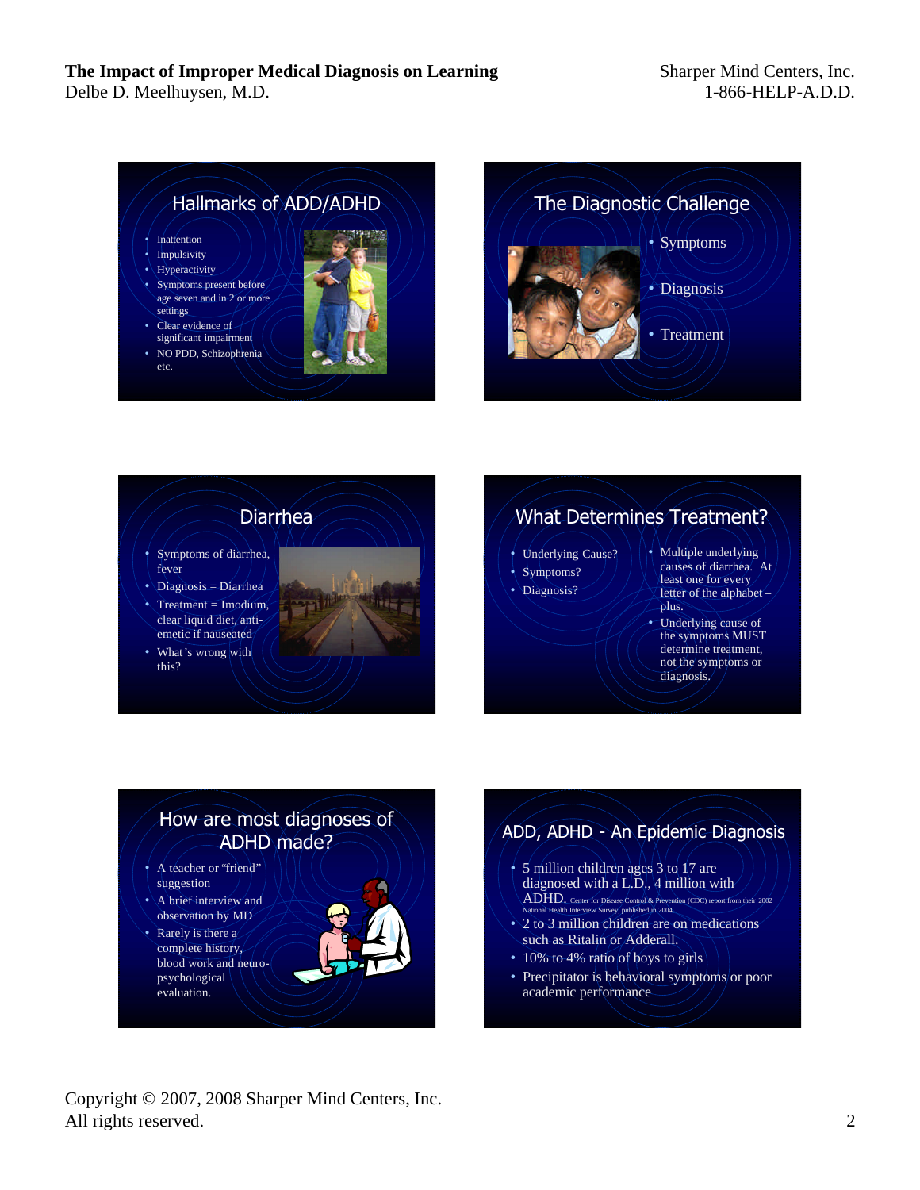## Hallmarks of ADD/ADHD

- Inattention
- Impulsivity
- Hyperactivity
- Symptoms present before age seven and in 2 or more settings
- Clear evidence of significant impairment
- NO PDD, Schizophrenia etc.

## The Diagnostic Challenge

- Symptoms
- Diagnosis
- Treatment

## Diarrhea

- Symptoms of diarrhea, fever
- Diagnosis = Diarrhea
- Treatment = Imodium, clear liquid diet, anti-emetic if nauseated
- What's wrong with this?

## What Determines Treatment?

- Underlying Cause?
- Symptoms?
- Diagnosis?
- Multiple underlying causes of diarrhea. At least one for every letter of the alphabet – plus.
- Underlying cause of the symptoms MUST determine treatment, not the symptoms or diagnosis.

## How are most diagnoses of ADHD made?

- A teacher or "friend" suggestion
- A brief interview and observation by MD
- Rarely is there a complete history, blood work and neuro-psychological evaluation.

## ADD, ADHD - An Epidemic Diagnosis

- 5 million children ages 3 to 17 are diagnosed with a L.D., 4 million with ADHD. Center for Disease Control & Prevention (CDC) report from their 2002 National Health Interview Survey, published in 2004.
- 2 to 3 million children are on medications such as Ritalin or Adderall.
- 10% to 4% ratio of boys to girls
- Precipitator is behavioral symptoms or poor academic performance

Copyright © 2007, 2008 Sharper Mind Centers, Inc.
All rights reserved.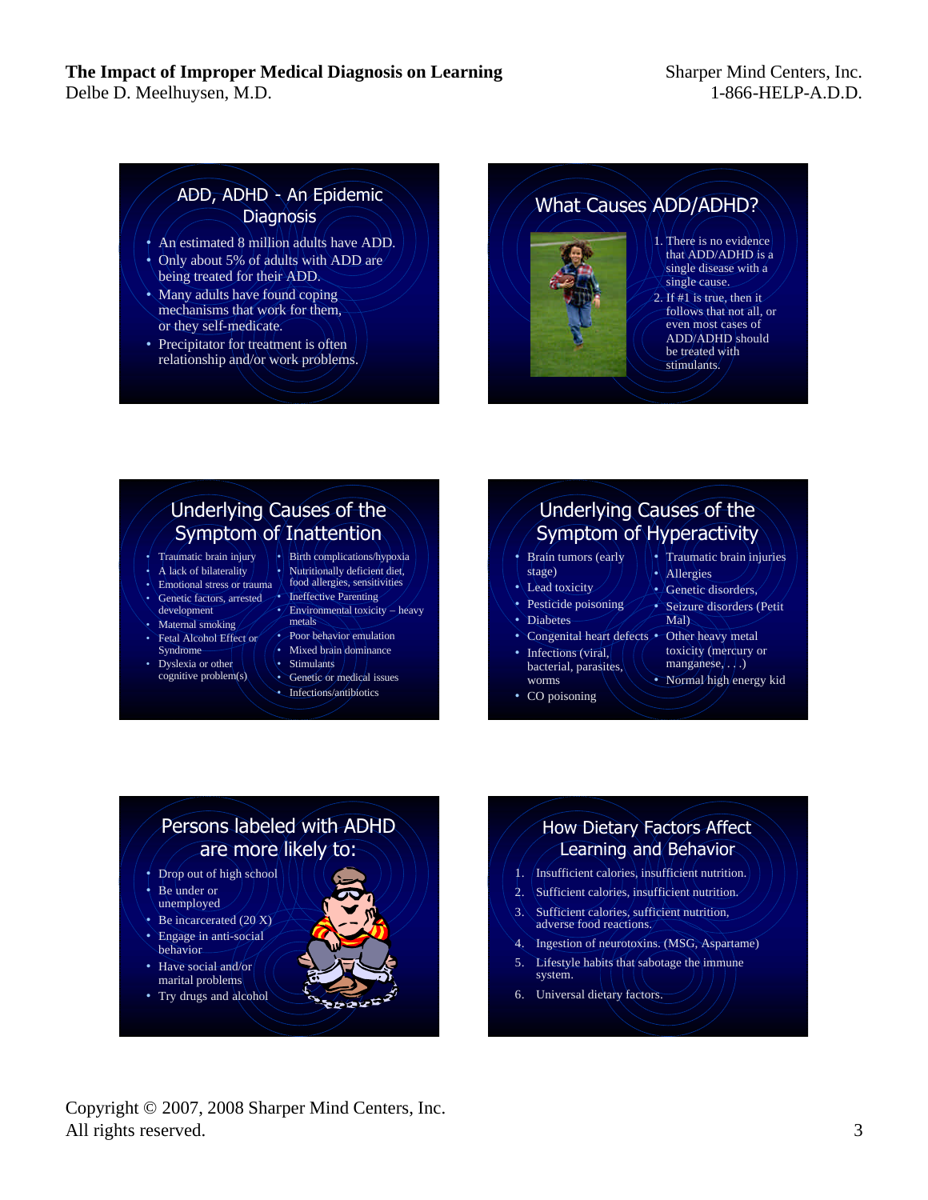## ADD, ADHD - An Epidemic Diagnosis

- An estimated 8 million adults have ADD.
- Only about 5% of adults with ADD are being treated for their ADD.
- Many adults have found coping mechanisms that work for them, or they self-medicate.
- Precipitator for treatment is often relationship and/or work problems.

## What Causes ADD/ADHD?

1. There is no evidence that ADD/ADHD is a single disease with a single cause.
2. If #1 is true, then it follows that not all, or even most cases of ADD/ADHD should be treated with stimulants.

## Underlying Causes of the Symptom of Inattention

- Traumatic brain injury
- A lack of bilaterality
- Emotional stress or trauma
- Genetic factors, arrested development
- Maternal smoking
- Fetal Alcohol Effect or Syndrome
- Dyslexia or other cognitive problem(s)
- Birth complications/hypoxia
- Nutritionally deficient diet, food allergies, sensitivities
- Ineffective Parenting
- Environmental toxicity – heavy metals
- Poor behavior emulation
- Mixed brain dominance
- Stimulants
- Genetic or medical issues
- Infections/antibiotics

## Underlying Causes of the Symptom of Hyperactivity

- Brain tumors (early stage)
- Lead toxicity
- Pesticide poisoning
- Diabetes
- Congenital heart defects
- Infections (viral, bacterial, parasites, worms
- CO poisoning
- Traumatic brain injuries
- Allergies
- Genetic disorders,
- Seizure disorders (Petit Mal)
- Other heavy metal toxicity (mercury or manganese, . . .)
- Normal high energy kid

## Persons labeled with ADHD are more likely to:

- Drop out of high school
- Be under or unemployed
- Be incarcerated (20 X)
- Engage in anti-social behavior
- Have social and/or marital problems
- Try drugs and alcohol

## How Dietary Factors Affect Learning and Behavior

1. Insufficient calories, insufficient nutrition.
2. Sufficient calories, insufficient nutrition.
3. Sufficient calories, sufficient nutrition, adverse food reactions.
4. Ingestion of neurotoxins. (MSG, Aspartame)
5. Lifestyle habits that sabotage the immune system.
6. Universal dietary factors.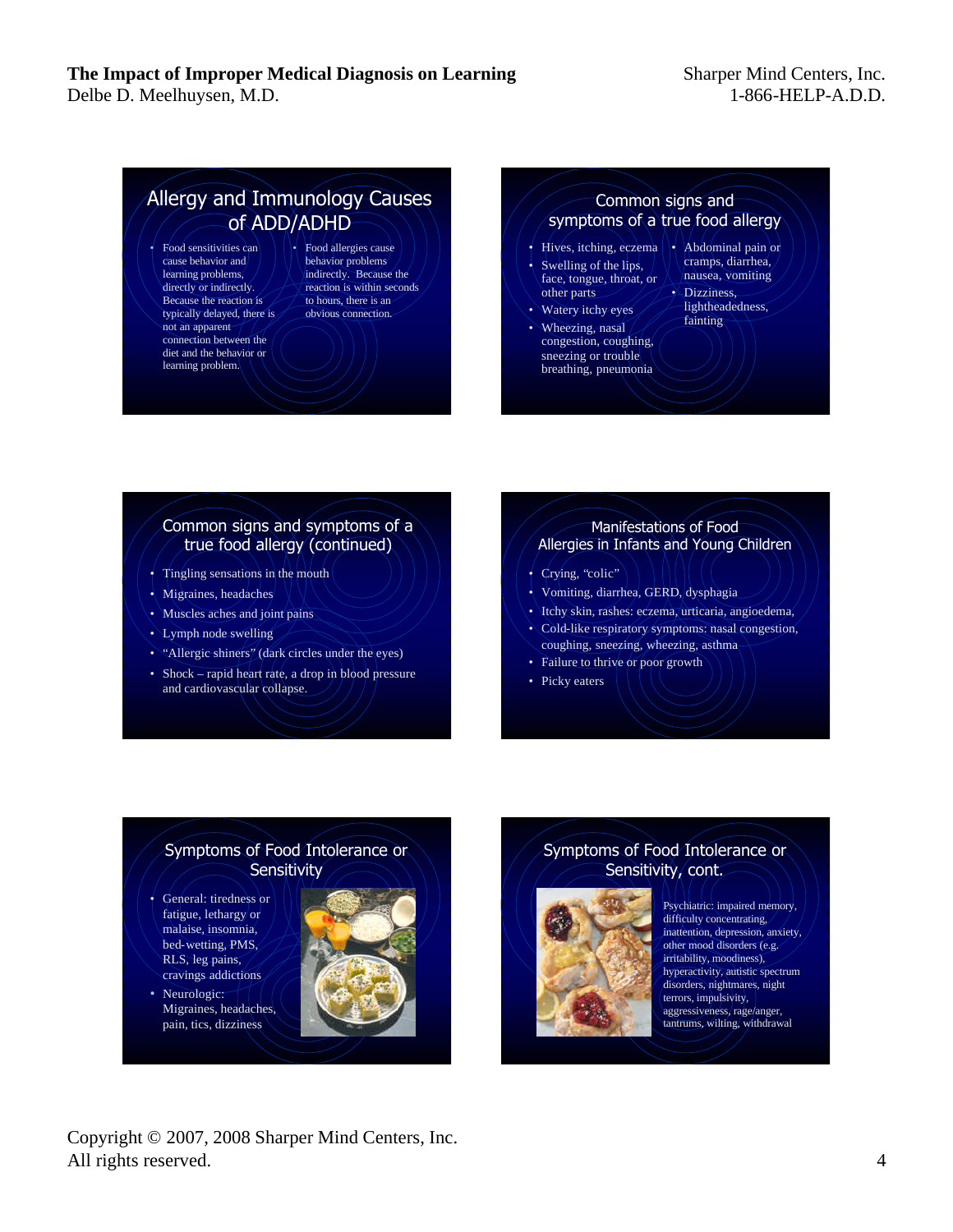## Allergy and Immunology Causes of ADD/ADHD

- Food sensitivities can cause behavior and learning problems, directly or indirectly. Because the reaction is typically delayed, there is not an apparent connection between the diet and the behavior or learning problem.
- Food allergies cause behavior problems indirectly. Because the reaction is within seconds to hours, there is an obvious connection.

## Common signs and symptoms of a true food allergy

- Hives, itching, eczema
- Swelling of the lips, face, tongue, throat, or other parts
- Watery itchy eyes
- Wheezing, nasal congestion, coughing, sneezing or trouble breathing, pneumonia
- Abdominal pain or cramps, diarrhea, nausea, vomiting
- Dizziness, lightheadedness, fainting

## Common signs and symptoms of a true food allergy (continued)

- Tingling sensations in the mouth
- Migraines, headaches
- Muscles aches and joint pains
- Lymph node swelling
- "Allergic shiners" (dark circles under the eyes)
- Shock – rapid heart rate, a drop in blood pressure and cardiovascular collapse.

## Manifestations of Food Allergies in Infants and Young Children

- Crying, "colic"
- Vomiting, diarrhea, GERD, dysphagia
- Itchy skin, rashes: eczema, urticaria, angioedema,
- Cold-like respiratory symptoms: nasal congestion, coughing, sneezing, wheezing, asthma
- Failure to thrive or poor growth
- Picky eaters

## Symptoms of Food Intolerance or Sensitivity

- General: tiredness or fatigue, lethargy or malaise, insomnia, bed-wetting, PMS, RLS, leg pains, cravings addictions
- Neurologic: Migraines, headaches, pain, tics, dizziness

## Symptoms of Food Intolerance or Sensitivity, cont.

Psychiatric: impaired memory, difficulty concentrating, inattention, depression, anxiety, other mood disorders (e.g. irritability, moodiness), hyperactivity, autistic spectrum disorders, nightmares, night terrors, impulsivity, aggressiveness, rage/anger, tantrums, wilting, withdrawal

Copyright © 2007, 2008 Sharper Mind Centers, Inc.
All rights reserved.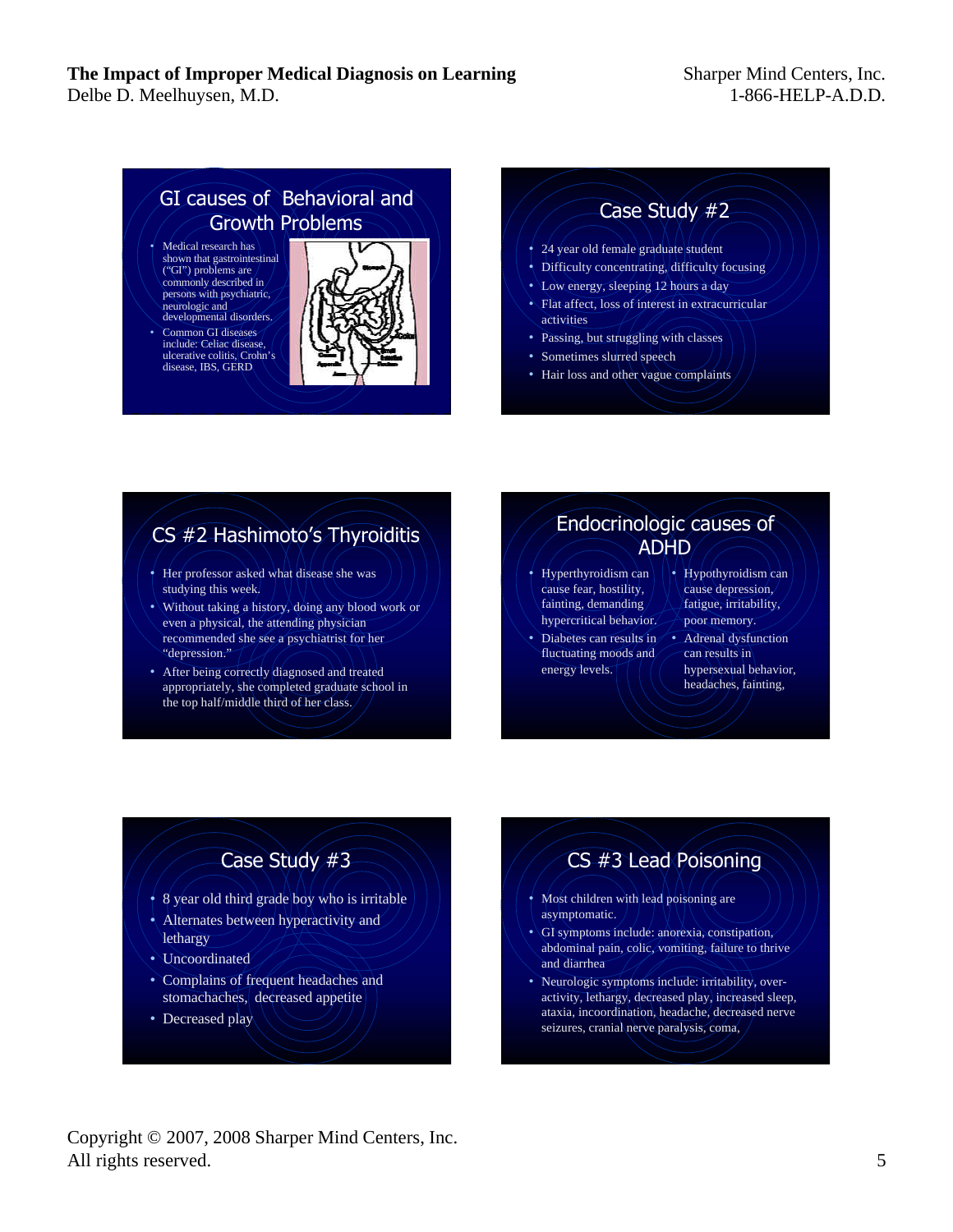## GI causes of Behavioral and Growth Problems

- Medical research has shown that gastrointestinal ("GI") problems are commonly described in persons with psychiatric, neurologic and developmental disorders.
- Common GI diseases include: Celiac disease, ulcerative colitis, Crohn's disease, IBS, GERD

## Case Study #2

- 24 year old female graduate student
- Difficulty concentrating, difficulty focusing
- Low energy, sleeping 12 hours a day
- Flat affect, loss of interest in extracurricular activities
- Passing, but struggling with classes
- Sometimes slurred speech
- Hair loss and other vague complaints

## CS #2 Hashimoto's Thyroiditis

- Her professor asked what disease she was studying this week.
- Without taking a history, doing any blood work or even a physical, the attending physician recommended she see a psychiatrist for her "depression."
- After being correctly diagnosed and treated appropriately, she completed graduate school in the top half/middle third of her class.

## Endocrinologic causes of ADHD

- Hyperthyroidism can cause fear, hostility, fainting, demanding hypercritical behavior.
- Diabetes can results in fluctuating moods and energy levels.
- Hypothyroidism can cause depression, fatigue, irritability, poor memory.
- Adrenal dysfunction can results in hypersexual behavior, headaches, fainting,

## Case Study #3

- 8 year old third grade boy who is irritable
- Alternates between hyperactivity and lethargy
- Uncoordinated
- Complains of frequent headaches and stomachaches, decreased appetite
- Decreased play

## CS #3 Lead Poisoning

- Most children with lead poisoning are asymptomatic.
- GI symptoms include: anorexia, constipation, abdominal pain, colic, vomiting, failure to thrive and diarrhea
- Neurologic symptoms include: irritability, over-activity, lethargy, decreased play, increased sleep, ataxia, incoordination, headache, decreased nerve seizures, cranial nerve paralysis, coma,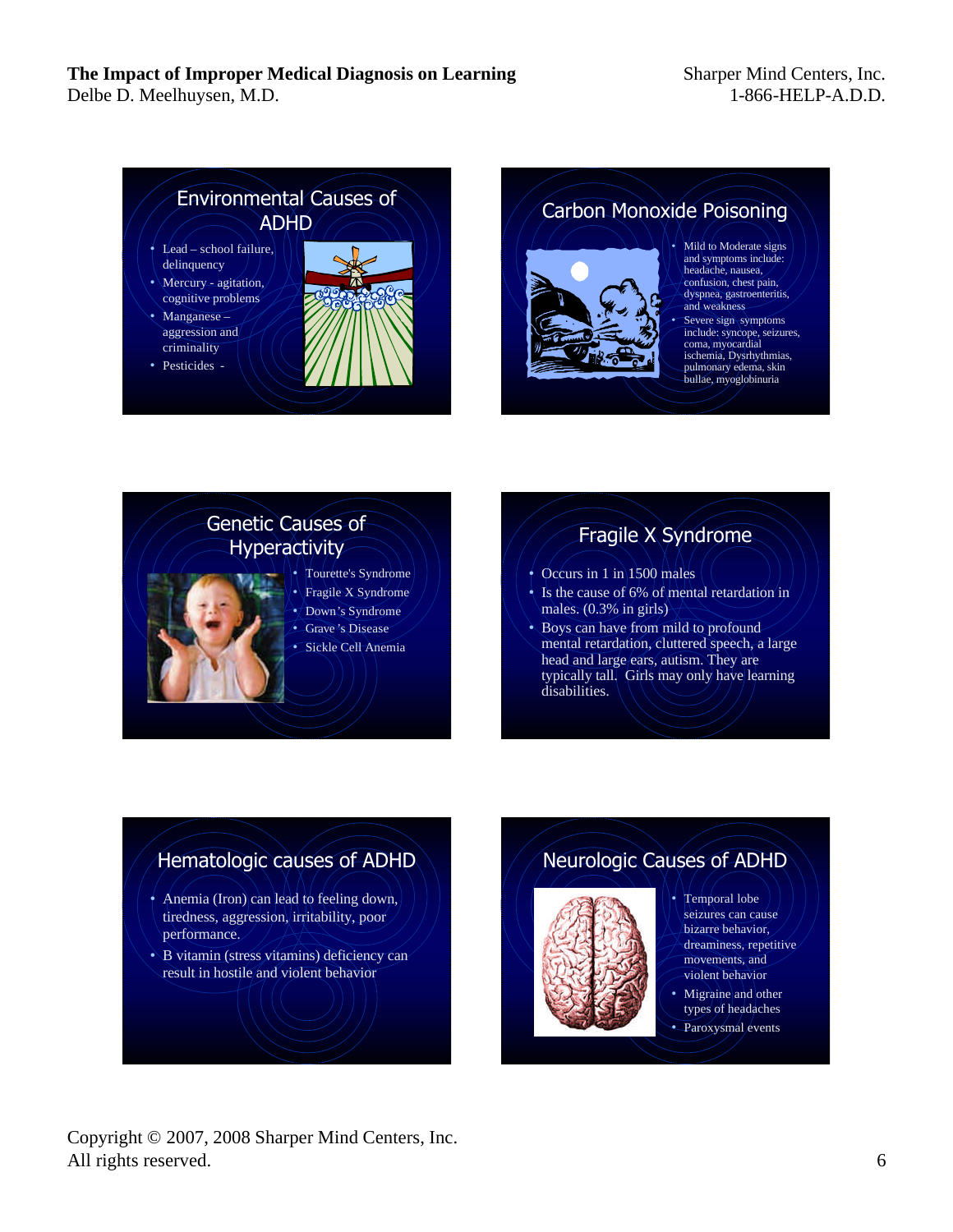## Environmental Causes of ADHD

- Lead – school failure, delinquency
- Mercury - agitation, cognitive problems
- Manganese – aggression and criminality
- Pesticides -

## Carbon Monoxide Poisoning

- Mild to Moderate signs and symptoms include: headache, nausea, confusion, chest pain, dyspnea, gastroenteritis, and weakness
- Severe sign symptoms include: syncope, seizures, coma, myocardial ischemia, Dysrhythmias, pulmonary edema, skin bullae, myoglobinuria

## Genetic Causes of Hyperactivity

- Tourette's Syndrome
- Fragile X Syndrome
- Down's Syndrome
- Grave's Disease
- Sickle Cell Anemia

## Fragile X Syndrome

- Occurs in 1 in 1500 males
- Is the cause of 6% of mental retardation in males. (0.3% in girls)
- Boys can have from mild to profound mental retardation, cluttered speech, a large head and large ears, autism. They are typically tall. Girls may only have learning disabilities.

## Hematologic causes of ADHD

- Anemia (Iron) can lead to feeling down, tiredness, aggression, irritability, poor performance.
- B vitamin (stress vitamins) deficiency can result in hostile and violent behavior

## Neurologic Causes of ADHD

- Temporal lobe seizures can cause bizarre behavior, dreaminess, repetitive movements, and violent behavior
- Migraine and other types of headaches
- Paroxysmal events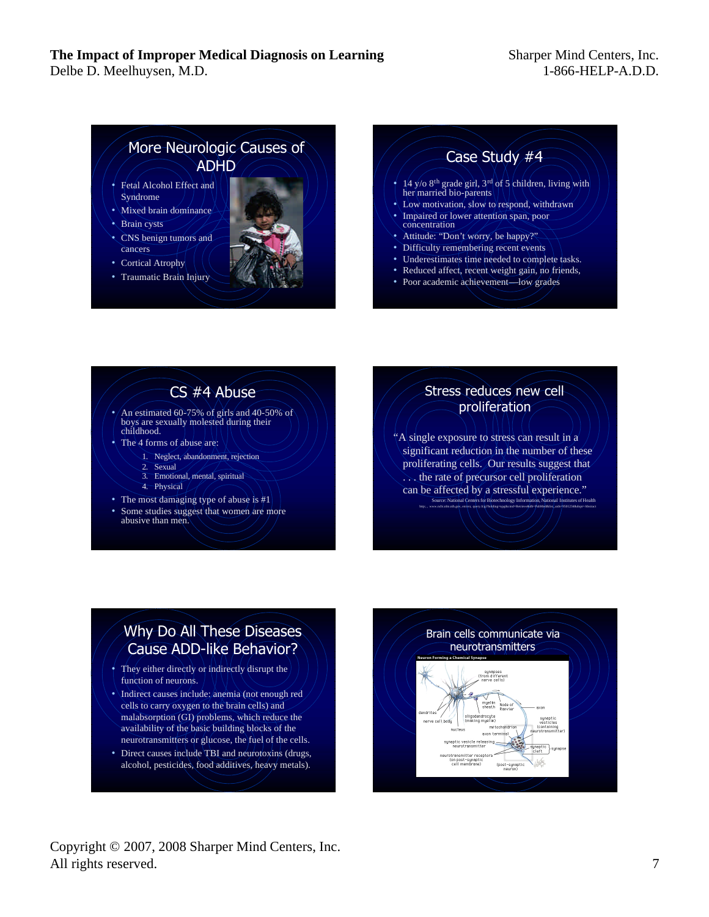## More Neurologic Causes of ADHD

- Fetal Alcohol Effect and Syndrome
- Mixed brain dominance
- Brain cysts
- CNS benign tumors and cancers
- Cortical Atrophy
- Traumatic Brain Injury

## Case Study #4

- 14 y/o 8th grade girl, 3rd of 5 children, living with her married bio-parents
- Low motivation, slow to respond, withdrawn
- Impaired or lower attention span, poor concentration
- Attitude: "Don't worry, be happy?"
- Difficulty remembering recent events
- Underestimates time needed to complete tasks.
- Reduced affect, recent weight gain, no friends,
- Poor academic achievement—low grades

## CS #4 Abuse

- An estimated 60-75% of girls and 40-50% of boys are sexually molested during their childhood.
- The 4 forms of abuse are:
  1. Neglect, abandonment, rejection
  2. Sexual
  3. Emotional, mental, spiritual
  4. Physical
- The most damaging type of abuse is #1
- Some studies suggest that women are more abusive than men.

## Stress reduces new cell proliferation

"A single exposure to stress can result in a significant reduction in the number of these proliferating cells. Our results suggest that . . . the rate of precursor cell proliferation can be affected by a stressful experience."

Source: National Centers for Biotechnology Information, National Institutes of Health

## Why Do All These Diseases Cause ADD-like Behavior?

- They either directly or indirectly disrupt the function of neurons.
- Indirect causes include: anemia (not enough red cells to carry oxygen to the brain cells) and malabsorption (GI) problems, which reduce the availability of the basic building blocks of the neurotransmitters or glucose, the fuel of the cells.
- Direct causes include TBI and neurotoxins (drugs, alcohol, pesticides, food additives, heavy metals).

## Brain cells communicate via neurotransmitters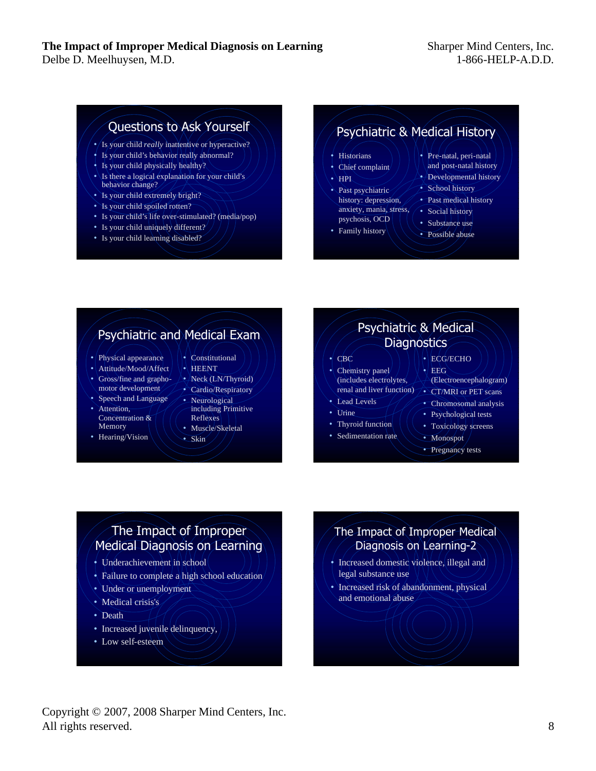## Questions to Ask Yourself

- Is your child *really* inattentive or hyperactive?
- Is your child's behavior really abnormal?
- Is your child physically healthy?
- Is there a logical explanation for your child's behavior change?
- Is your child extremely bright?
- Is your child spoiled rotten?
- Is your child's life over-stimulated? (media/pop)
- Is your child uniquely different?
- Is your child learning disabled?

## Psychiatric & Medical History

- Historians
- Chief complaint
- HPI
- Past psychiatric history: depression, anxiety, mania, stress, psychosis, OCD
- Family history
- Pre-natal, peri-natal and post-natal history
- Developmental history
- School history
- Past medical history
- Social history
- Substance use
- Possible abuse

## Psychiatric and Medical Exam

- Physical appearance
- Attitude/Mood/Affect
- Gross/fine and grapho-motor development
- Speech and Language
- Attention, Concentration & Memory
- Hearing/Vision
- Constitutional
- HEENT
- Neck (LN/Thyroid)
- Cardio/Respiratory
- Neurological including Primitive Reflexes
- Muscle/Skeletal
- Skin

## Psychiatric & Medical Diagnostics

- CBC
- Chemistry panel (includes electrolytes, renal and liver function)
- Lead Levels
- Urine
- Thyroid function
- Sedimentation rate
- ECG/ECHO
- EEG (Electroencephalogram)
- CT/MRI or PET scans
- Chromosomal analysis
- Psychological tests
- Toxicology screens
- Monospot
- Pregnancy tests

## The Impact of Improper Medical Diagnosis on Learning

- Underachievement in school
- Failure to complete a high school education
- Under or unemployment
- Medical crisis's
- Death
- Increased juvenile delinquency,
- Low self-esteem

## The Impact of Improper Medical Diagnosis on Learning-2

- Increased domestic violence, illegal and legal substance use
- Increased risk of abandonment, physical and emotional abuse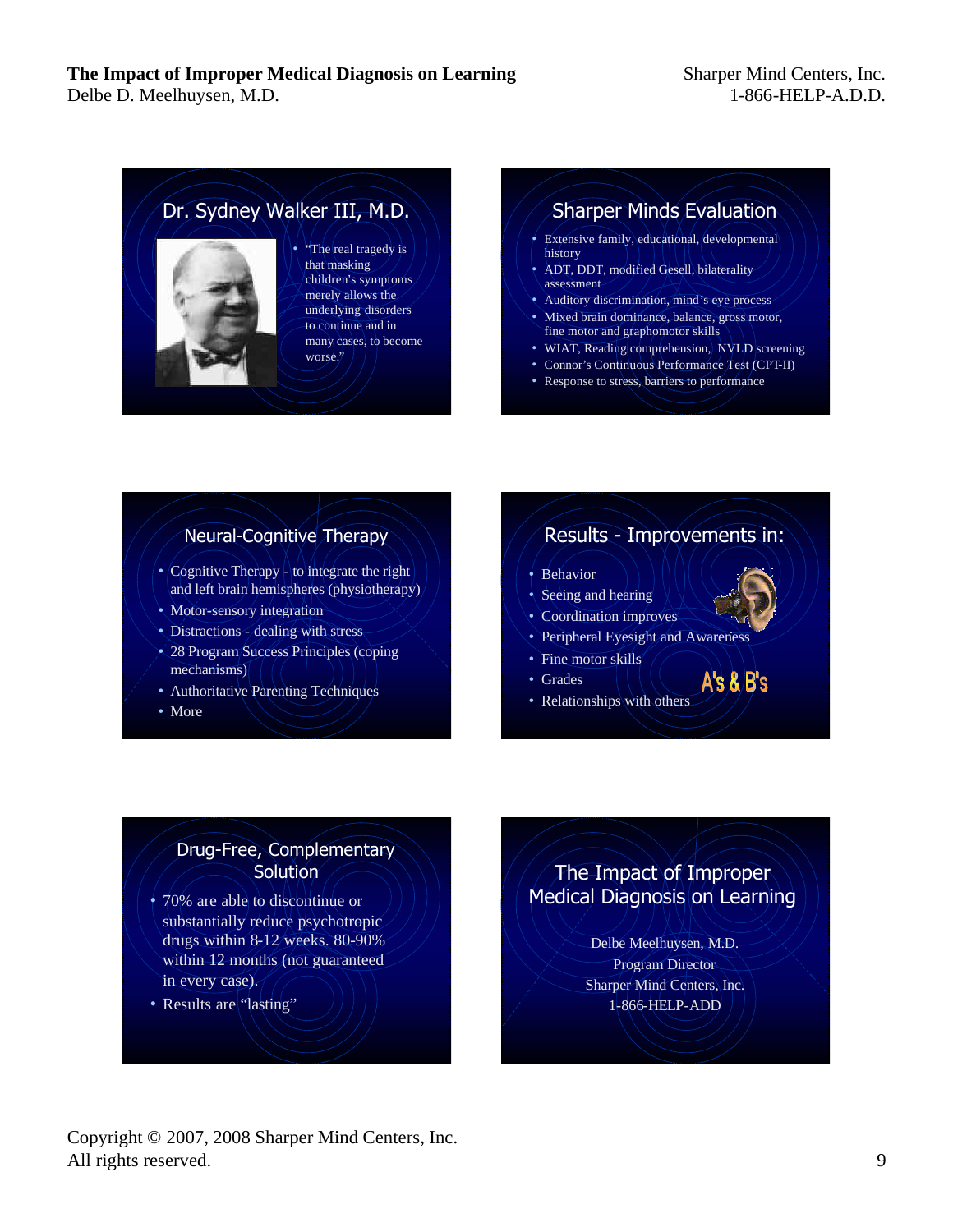## Dr. Sydney Walker III, M.D.

- "The real tragedy is that masking children's symptoms merely allows the underlying disorders to continue and in many cases, to become worse."

## Sharper Minds Evaluation

- Extensive family, educational, developmental history
- ADT, DDT, modified Gesell, bilaterality assessment
- Auditory discrimination, mind's eye process
- Mixed brain dominance, balance, gross motor, fine motor and graphomotor skills
- WIAT, Reading comprehension, NVLD screening
- Connor's Continuous Performance Test (CPT-II)
- Response to stress, barriers to performance

## Neural-Cognitive Therapy

- Cognitive Therapy - to integrate the right and left brain hemispheres (physiotherapy)
- Motor-sensory integration
- Distractions - dealing with stress
- 28 Program Success Principles (coping mechanisms)
- Authoritative Parenting Techniques
- More

## Results - Improvements in:

- Behavior
- Seeing and hearing
- Coordination improves
- Peripheral Eyesight and Awareness
- Fine motor skills
- Grades
- Relationships with others

A's & B's

## Drug-Free, Complementary Solution

- 70% are able to discontinue or substantially reduce psychotropic drugs within 8-12 weeks. 80-90% within 12 months (not guaranteed in every case).
- Results are "lasting"

## The Impact of Improper Medical Diagnosis on Learning

Delbe Meelhuysen, M.D.
Program Director
Sharper Mind Centers, Inc.
1-866-HELP-ADD

Copyright © 2007, 2008 Sharper Mind Centers, Inc.
All rights reserved.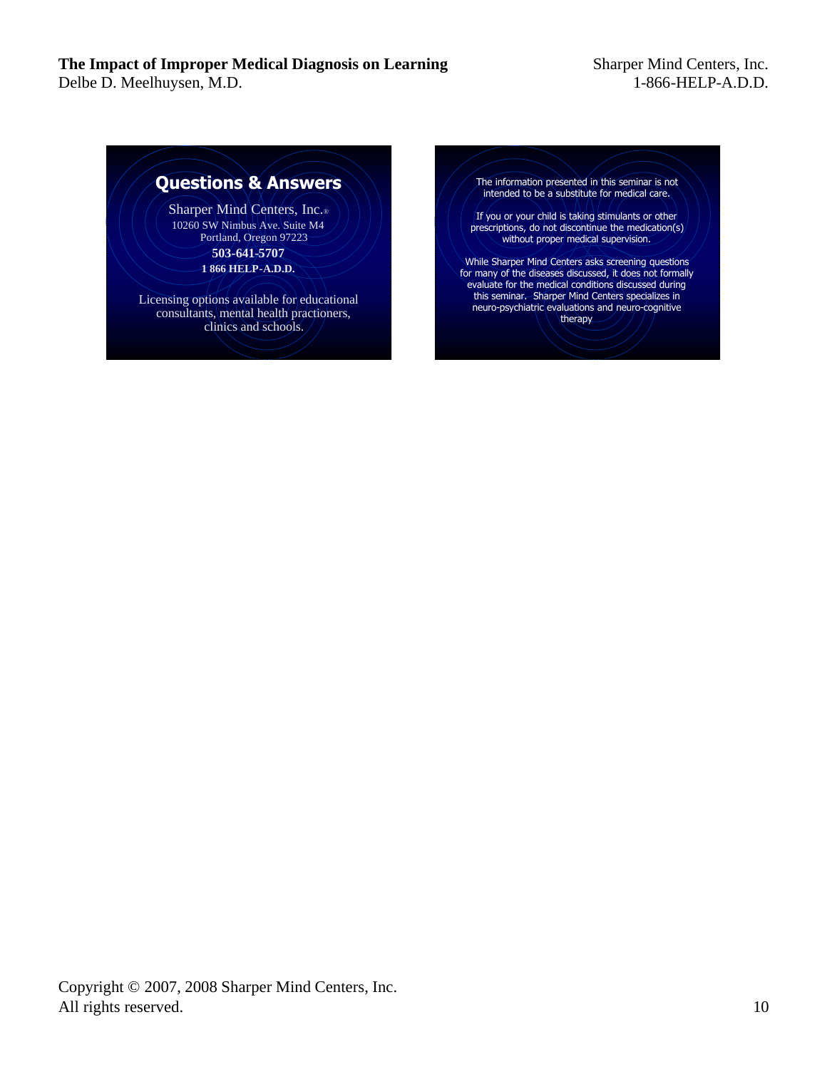## Questions & Answers

Sharper Mind Centers, Inc.®
10260 SW Nimbus Ave. Suite M4
Portland, Oregon 97223
**503-641-5707**
**1 866 HELP-A.D.D.**

Licensing options available for educational consultants, mental health practioners, clinics and schools.

The information presented in this seminar is not intended to be a substitute for medical care.

If you or your child is taking stimulants or other prescriptions, do not discontinue the medication(s) without proper medical supervision.

While Sharper Mind Centers asks screening questions for many of the diseases discussed, it does not formally evaluate for the medical conditions discussed during this seminar. Sharper Mind Centers specializes in neuro-psychiatric evaluations and neuro-cognitive therapy

Copyright © 2007, 2008 Sharper Mind Centers, Inc.
All rights reserved.